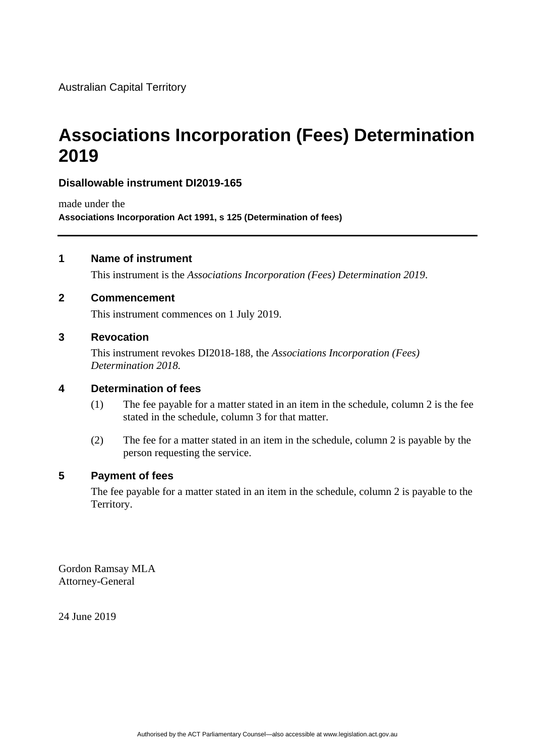Australian Capital Territory

# Associations Incorporation (Fees) Determination 2019

**Disallowable instrument DI2019-165**

made under the

**Associations Incorporation Act 1991, s 125 (Determination of fees)**

---

## 1 Name of instrument

This instrument is the *Associations Incorporation (Fees) Determination 2019*.

## 2 Commencement

This instrument commences on 1 July 2019.

## 3 Revocation

This instrument revokes DI2018-188, the *Associations Incorporation (Fees) Determination 2018.*

## 4 Determination of fees

(1) The fee payable for a matter stated in an item in the schedule, column 2 is the fee stated in the schedule, column 3 for that matter.

(2) The fee for a matter stated in an item in the schedule, column 2 is payable by the person requesting the service.

## 5 Payment of fees

The fee payable for a matter stated in an item in the schedule, column 2 is payable to the Territory.

Gordon Ramsay MLA
Attorney-General

24 June 2019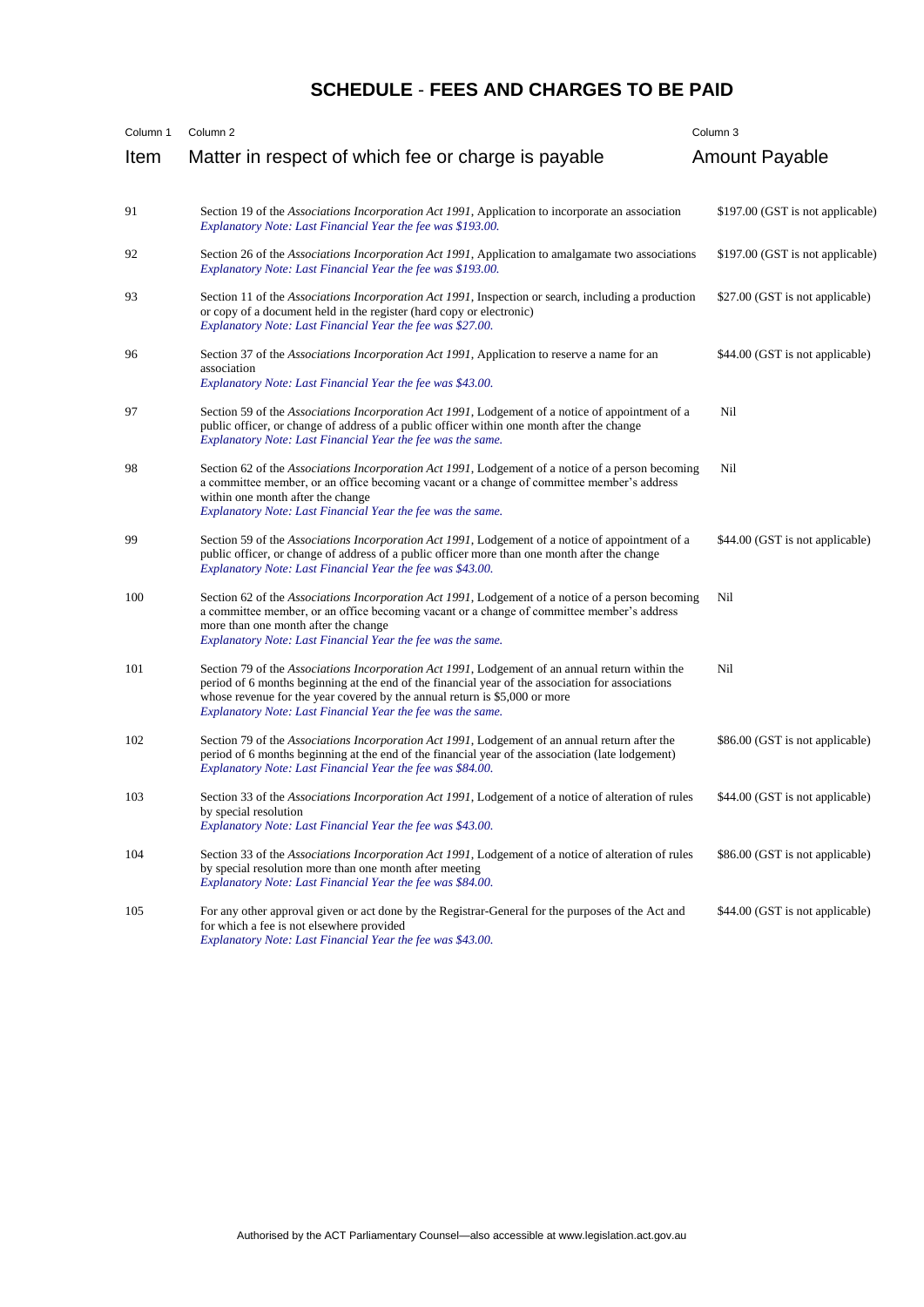# SCHEDULE - FEES AND CHARGES TO BE PAID

| Column 1<br>Item | Column 2<br>Matter in respect of which fee or charge is payable | Column 3<br>Amount Payable |
|---|---|---|
| 91 | Section 19 of the *Associations Incorporation Act 1991*, Application to incorporate an association<br>*Explanatory Note: Last Financial Year the fee was $193.00.* | $197.00 (GST is not applicable) |
| 92 | Section 26 of the *Associations Incorporation Act 1991*, Application to amalgamate two associations<br>*Explanatory Note: Last Financial Year the fee was $193.00.* | $197.00 (GST is not applicable) |
| 93 | Section 11 of the *Associations Incorporation Act 1991*, Inspection or search, including a production or copy of a document held in the register (hard copy or electronic)<br>*Explanatory Note: Last Financial Year the fee was $27.00.* | $27.00 (GST is not applicable) |
| 96 | Section 37 of the *Associations Incorporation Act 1991*, Application to reserve a name for an association<br>*Explanatory Note: Last Financial Year the fee was $43.00.* | $44.00 (GST is not applicable) |
| 97 | Section 59 of the *Associations Incorporation Act 1991*, Lodgement of a notice of appointment of a public officer, or change of address of a public officer within one month after the change<br>*Explanatory Note: Last Financial Year the fee was the same.* | Nil |
| 98 | Section 62 of the *Associations Incorporation Act 1991*, Lodgement of a notice of a person becoming a committee member, or an office becoming vacant or a change of committee member's address within one month after the change<br>*Explanatory Note: Last Financial Year the fee was the same.* | Nil |
| 99 | Section 59 of the *Associations Incorporation Act 1991*, Lodgement of a notice of appointment of a public officer, or change of address of a public officer more than one month after the change<br>*Explanatory Note: Last Financial Year the fee was $43.00.* | $44.00 (GST is not applicable) |
| 100 | Section 62 of the *Associations Incorporation Act 1991*, Lodgement of a notice of a person becoming a committee member, or an office becoming vacant or a change of committee member's address more than one month after the change<br>*Explanatory Note: Last Financial Year the fee was the same.* | Nil |
| 101 | Section 79 of the *Associations Incorporation Act 1991*, Lodgement of an annual return within the period of 6 months beginning at the end of the financial year of the association for associations whose revenue for the year covered by the annual return is $5,000 or more<br>*Explanatory Note: Last Financial Year the fee was the same.* | Nil |
| 102 | Section 79 of the *Associations Incorporation Act 1991*, Lodgement of an annual return after the period of 6 months beginning at the end of the financial year of the association (late lodgement)<br>*Explanatory Note: Last Financial Year the fee was $84.00.* | $86.00 (GST is not applicable) |
| 103 | Section 33 of the *Associations Incorporation Act 1991*, Lodgement of a notice of alteration of rules by special resolution<br>*Explanatory Note: Last Financial Year the fee was $43.00.* | $44.00 (GST is not applicable) |
| 104 | Section 33 of the *Associations Incorporation Act 1991*, Lodgement of a notice of alteration of rules by special resolution more than one month after meeting<br>*Explanatory Note: Last Financial Year the fee was $84.00.* | $86.00 (GST is not applicable) |
| 105 | For any other approval given or act done by the Registrar-General for the purposes of the Act and for which a fee is not elsewhere provided<br>*Explanatory Note: Last Financial Year the fee was $43.00.* | $44.00 (GST is not applicable) |

Authorised by the ACT Parliamentary Counsel—also accessible at www.legislation.act.gov.au